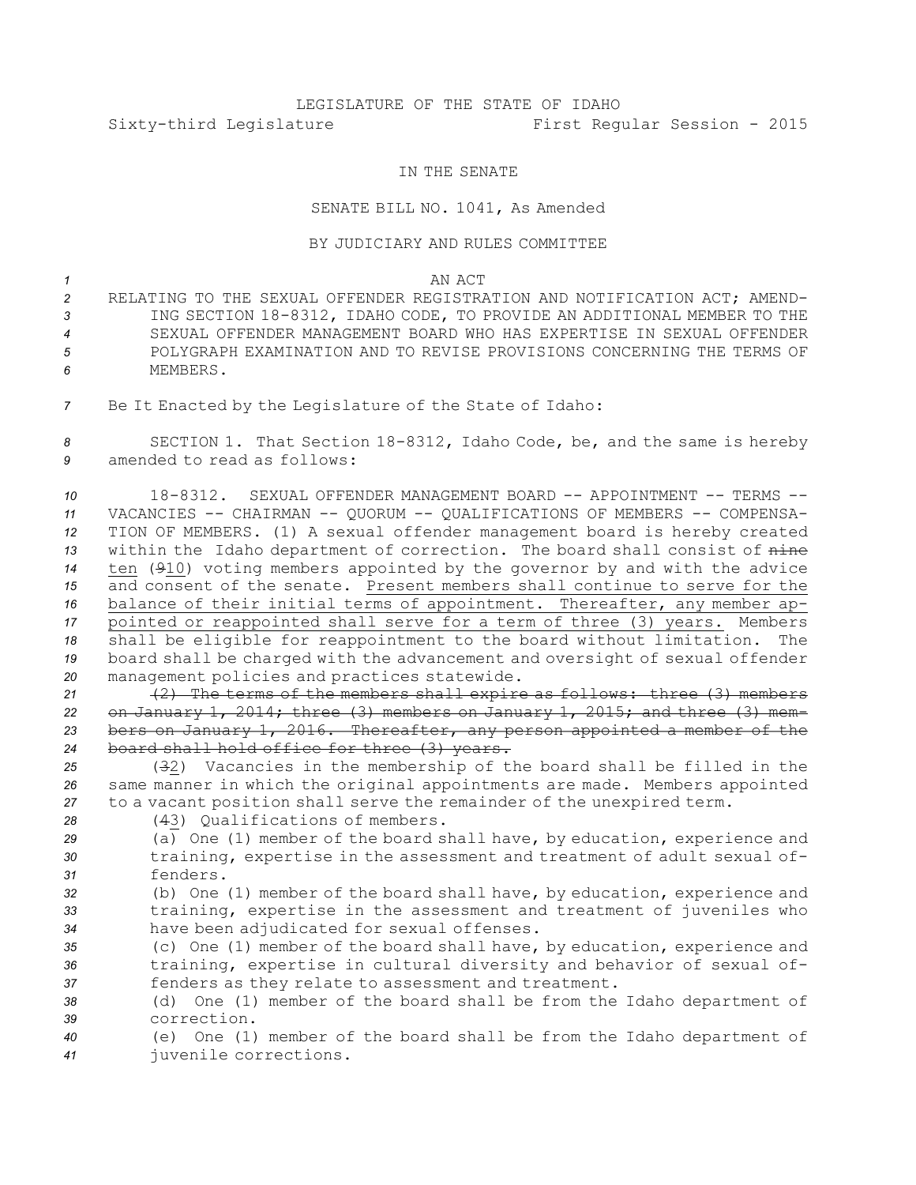LEGISLATURE OF THE STATE OF IDAHO

Sixty-third Legislature First Regular Session - 2015

IN THE SENATE

SENATE BILL NO. 1041, As Amended

BY JUDICIARY AND RULES COMMITTEE

AN ACT

RELATING TO THE SEXUAL OFFENDER REGISTRATION AND NOTIFICATION ACT; AMENDING SECTION 18-8312, IDAHO CODE, TO PROVIDE AN ADDITIONAL MEMBER TO THE SEXUAL OFFENDER MANAGEMENT BOARD WHO HAS EXPERTISE IN SEXUAL OFFENDER POLYGRAPH EXAMINATION AND TO REVISE PROVISIONS CONCERNING THE TERMS OF MEMBERS.

Be It Enacted by the Legislature of the State of Idaho:

SECTION 1. That Section 18-8312, Idaho Code, be, and the same is hereby amended to read as follows:

18-8312. SEXUAL OFFENDER MANAGEMENT BOARD -- APPOINTMENT -- TERMS -- VACANCIES -- CHAIRMAN -- QUORUM -- QUALIFICATIONS OF MEMBERS -- COMPENSATION OF MEMBERS. (1) A sexual offender management board is hereby created within the Idaho department of correction. The board shall consist of ~~nine~~ ten (~~9~~10) voting members appointed by the governor by and with the advice and consent of the senate. Present members shall continue to serve for the balance of their initial terms of appointment. Thereafter, any member appointed or reappointed shall serve for a term of three (3) years. Members shall be eligible for reappointment to the board without limitation. The board shall be charged with the advancement and oversight of sexual offender management policies and practices statewide.

~~(2) The terms of the members shall expire as follows: three (3) members on January 1, 2014; three (3) members on January 1, 2015; and three (3) members on January 1, 2016. Thereafter, any person appointed a member of the board shall hold office for three (3) years.~~

(~~3~~2) Vacancies in the membership of the board shall be filled in the same manner in which the original appointments are made. Members appointed to a vacant position shall serve the remainder of the unexpired term.

(~~4~~3) Qualifications of members.

(a) One (1) member of the board shall have, by education, experience and training, expertise in the assessment and treatment of adult sexual offenders.

(b) One (1) member of the board shall have, by education, experience and training, expertise in the assessment and treatment of juveniles who have been adjudicated for sexual offenses.

(c) One (1) member of the board shall have, by education, experience and training, expertise in cultural diversity and behavior of sexual offenders as they relate to assessment and treatment.

(d) One (1) member of the board shall be from the Idaho department of correction.

(e) One (1) member of the board shall be from the Idaho department of juvenile corrections.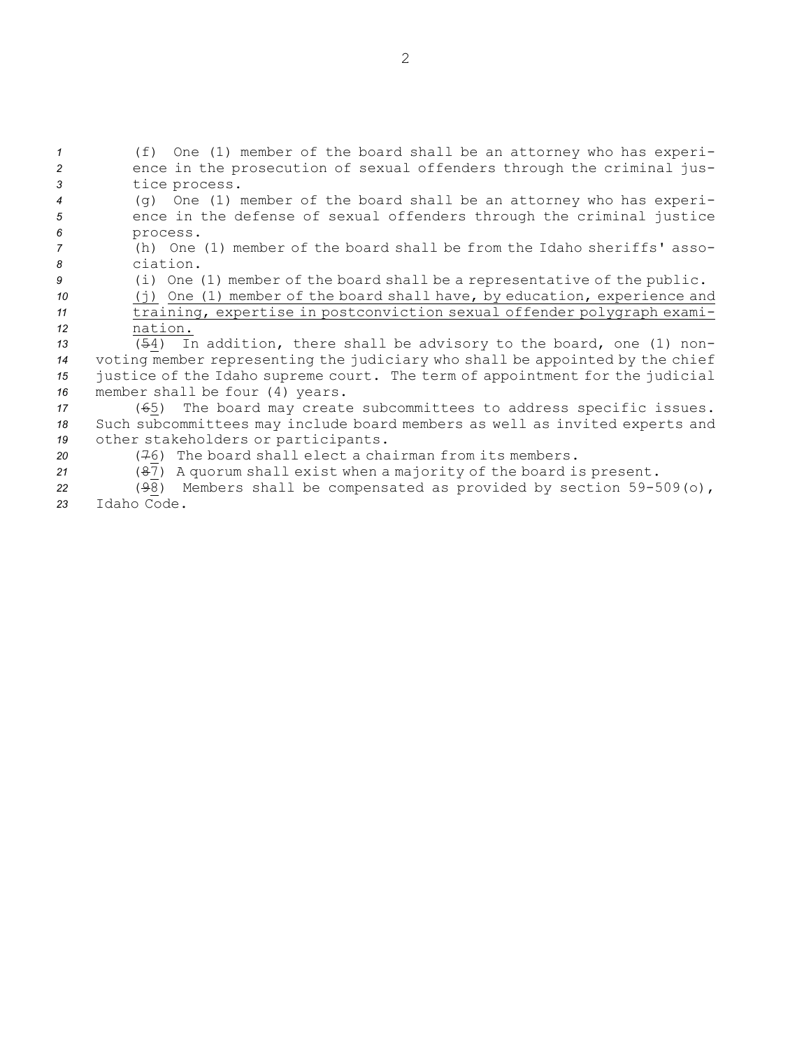(f) One (1) member of the board shall be an attorney who has experience in the prosecution of sexual offenders through the criminal justice process.

(g) One (1) member of the board shall be an attorney who has experience in the defense of sexual offenders through the criminal justice process.

(h) One (1) member of the board shall be from the Idaho sheriffs' association.

(i) One (1) member of the board shall be a representative of the public.

(j) One (1) member of the board shall have, by education, experience and training, expertise in postconviction sexual offender polygraph examination.

(54) In addition, there shall be advisory to the board, one (1) nonvoting member representing the judiciary who shall be appointed by the chief justice of the Idaho supreme court. The term of appointment for the judicial member shall be four (4) years.

(65) The board may create subcommittees to address specific issues. Such subcommittees may include board members as well as invited experts and other stakeholders or participants.

(76) The board shall elect a chairman from its members.

(87) A quorum shall exist when a majority of the board is present.

(98) Members shall be compensated as provided by section 59-509(o), Idaho Code.